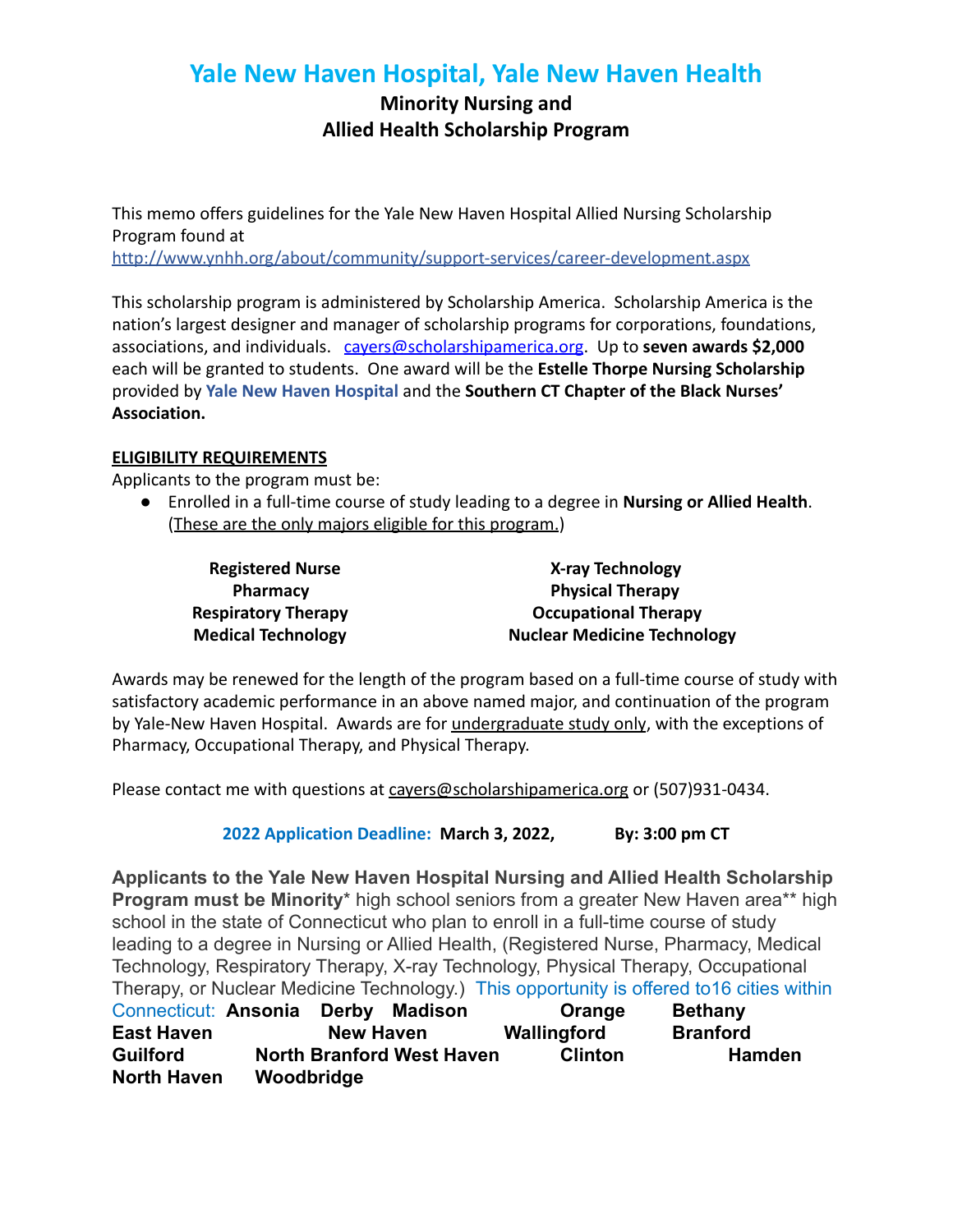# Yale New Haven Hospital, Yale New Haven Health

## Minority Nursing and Allied Health Scholarship Program

This memo offers guidelines for the Yale New Haven Hospital Allied Nursing Scholarship Program found at http://www.ynhh.org/about/community/support-services/career-development.aspx

This scholarship program is administered by Scholarship America. Scholarship America is the nation's largest designer and manager of scholarship programs for corporations, foundations, associations, and individuals. cayers@scholarshipamerica.org. Up to **seven awards $2,000** each will be granted to students. One award will be the **Estelle Thorpe Nursing Scholarship** provided by **Yale New Haven Hospital** and the **Southern CT Chapter of the Black Nurses' Association.**

### ELIGIBILITY REQUIREMENTS

Applicants to the program must be:

- Enrolled in a full-time course of study leading to a degree in **Nursing or Allied Health**. (These are the only majors eligible for this program.)

| | |
|---|---|
| **Registered Nurse** | **X-ray Technology** |
| **Pharmacy** | **Physical Therapy** |
| **Respiratory Therapy** | **Occupational Therapy** |
| **Medical Technology** | **Nuclear Medicine Technology** |

Awards may be renewed for the length of the program based on a full-time course of study with satisfactory academic performance in an above named major, and continuation of the program by Yale-New Haven Hospital. Awards are for undergraduate study only, with the exceptions of Pharmacy, Occupational Therapy, and Physical Therapy.

Please contact me with questions at cayers@scholarshipamerica.org or (507)931-0434.

**2022 Application Deadline: March 3, 2022, By: 3:00 pm CT**

**Applicants to the Yale New Haven Hospital Nursing and Allied Health Scholarship Program must be Minority*** high school seniors from a greater New Haven area** high school in the state of Connecticut who plan to enroll in a full-time course of study leading to a degree in Nursing or Allied Health, (Registered Nurse, Pharmacy, Medical Technology, Respiratory Therapy, X-ray Technology, Physical Therapy, Occupational Therapy, or Nuclear Medicine Technology.) This opportunity is offered to16 cities within Connecticut: **Ansonia Derby Madison Orange Bethany East Haven New Haven Wallingford Branford Guilford North Branford West Haven Clinton Hamden North Haven Woodbridge**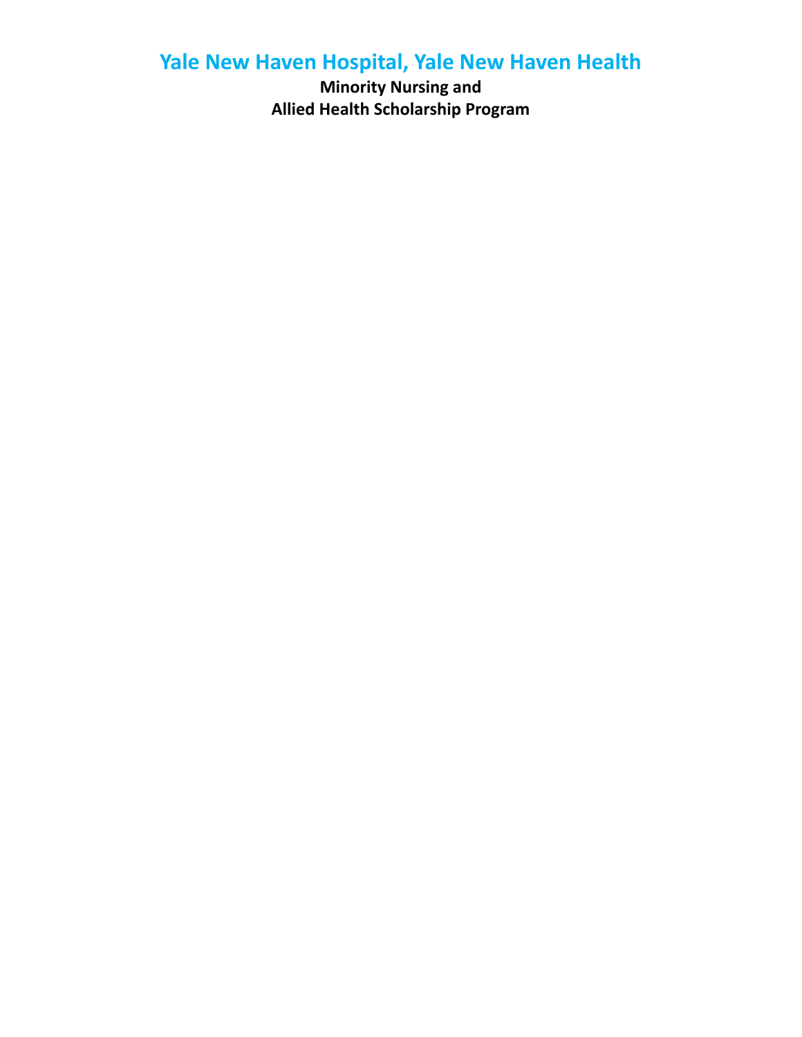# Yale New Haven Hospital, Yale New Haven Health

**Minority Nursing and Allied Health Scholarship Program**